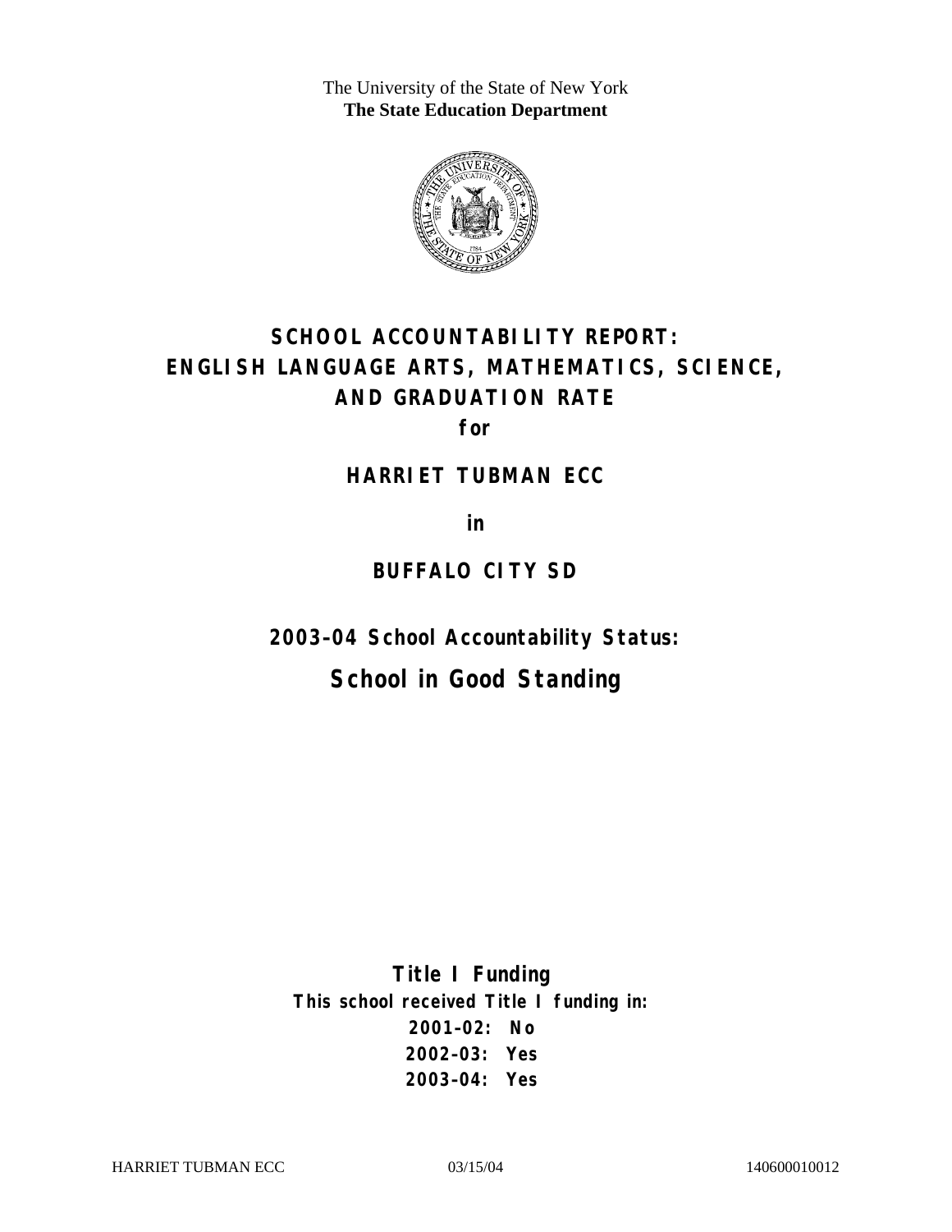The University of the State of New York
**The State Education Department**

# SCHOOL ACCOUNTABILITY REPORT: ENGLISH LANGUAGE ARTS, MATHEMATICS, SCIENCE, AND GRADUATION RATE

**for**

## HARRIET TUBMAN ECC

**in**

## BUFFALO CITY SD

### 2003–04 School Accountability Status:

## School in Good Standing

### Title I Funding

**This school received Title I funding in:**

**2001–02: No**
**2002–03: Yes**
**2003–04: Yes**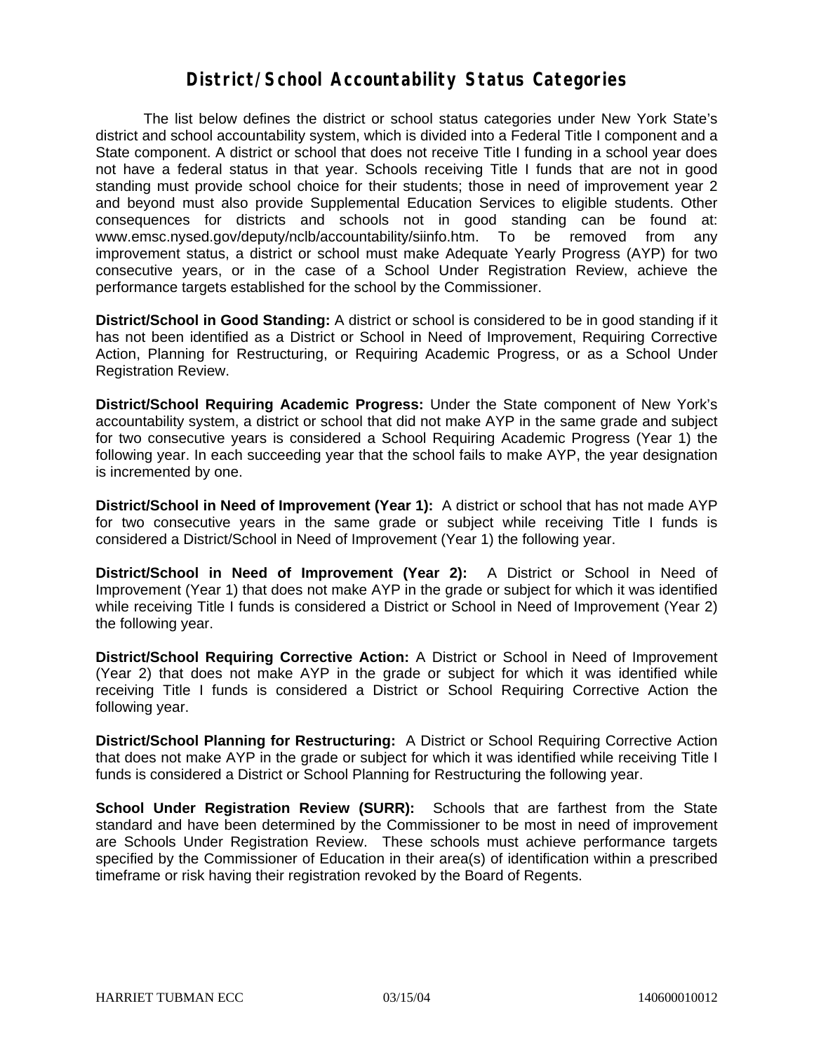# District/School Accountability Status Categories

The list below defines the district or school status categories under New York State's district and school accountability system, which is divided into a Federal Title I component and a State component. A district or school that does not receive Title I funding in a school year does not have a federal status in that year. Schools receiving Title I funds that are not in good standing must provide school choice for their students; those in need of improvement year 2 and beyond must also provide Supplemental Education Services to eligible students. Other consequences for districts and schools not in good standing can be found at: www.emsc.nysed.gov/deputy/nclb/accountability/siinfo.htm. To be removed from any improvement status, a district or school must make Adequate Yearly Progress (AYP) for two consecutive years, or in the case of a School Under Registration Review, achieve the performance targets established for the school by the Commissioner.

**District/School in Good Standing:** A district or school is considered to be in good standing if it has not been identified as a District or School in Need of Improvement, Requiring Corrective Action, Planning for Restructuring, or Requiring Academic Progress, or as a School Under Registration Review.

**District/School Requiring Academic Progress:** Under the State component of New York's accountability system, a district or school that did not make AYP in the same grade and subject for two consecutive years is considered a School Requiring Academic Progress (Year 1) the following year. In each succeeding year that the school fails to make AYP, the year designation is incremented by one.

**District/School in Need of Improvement (Year 1):** A district or school that has not made AYP for two consecutive years in the same grade or subject while receiving Title I funds is considered a District/School in Need of Improvement (Year 1) the following year.

**District/School in Need of Improvement (Year 2):** A District or School in Need of Improvement (Year 1) that does not make AYP in the grade or subject for which it was identified while receiving Title I funds is considered a District or School in Need of Improvement (Year 2) the following year.

**District/School Requiring Corrective Action:** A District or School in Need of Improvement (Year 2) that does not make AYP in the grade or subject for which it was identified while receiving Title I funds is considered a District or School Requiring Corrective Action the following year.

**District/School Planning for Restructuring:** A District or School Requiring Corrective Action that does not make AYP in the grade or subject for which it was identified while receiving Title I funds is considered a District or School Planning for Restructuring the following year.

**School Under Registration Review (SURR):** Schools that are farthest from the State standard and have been determined by the Commissioner to be most in need of improvement are Schools Under Registration Review. These schools must achieve performance targets specified by the Commissioner of Education in their area(s) of identification within a prescribed timeframe or risk having their registration revoked by the Board of Regents.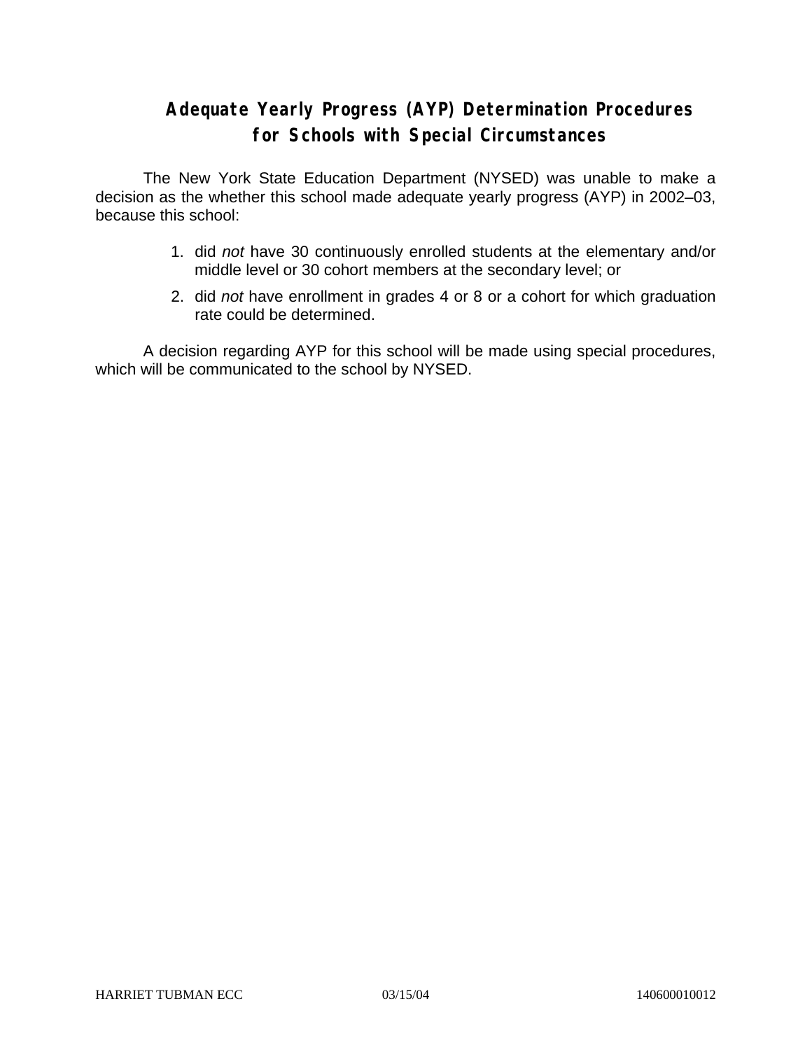# Adequate Yearly Progress (AYP) Determination Procedures for Schools with Special Circumstances

The New York State Education Department (NYSED) was unable to make a decision as the whether this school made adequate yearly progress (AYP) in 2002–03, because this school:

1. did *not* have 30 continuously enrolled students at the elementary and/or middle level or 30 cohort members at the secondary level; or
2. did *not* have enrollment in grades 4 or 8 or a cohort for which graduation rate could be determined.

A decision regarding AYP for this school will be made using special procedures, which will be communicated to the school by NYSED.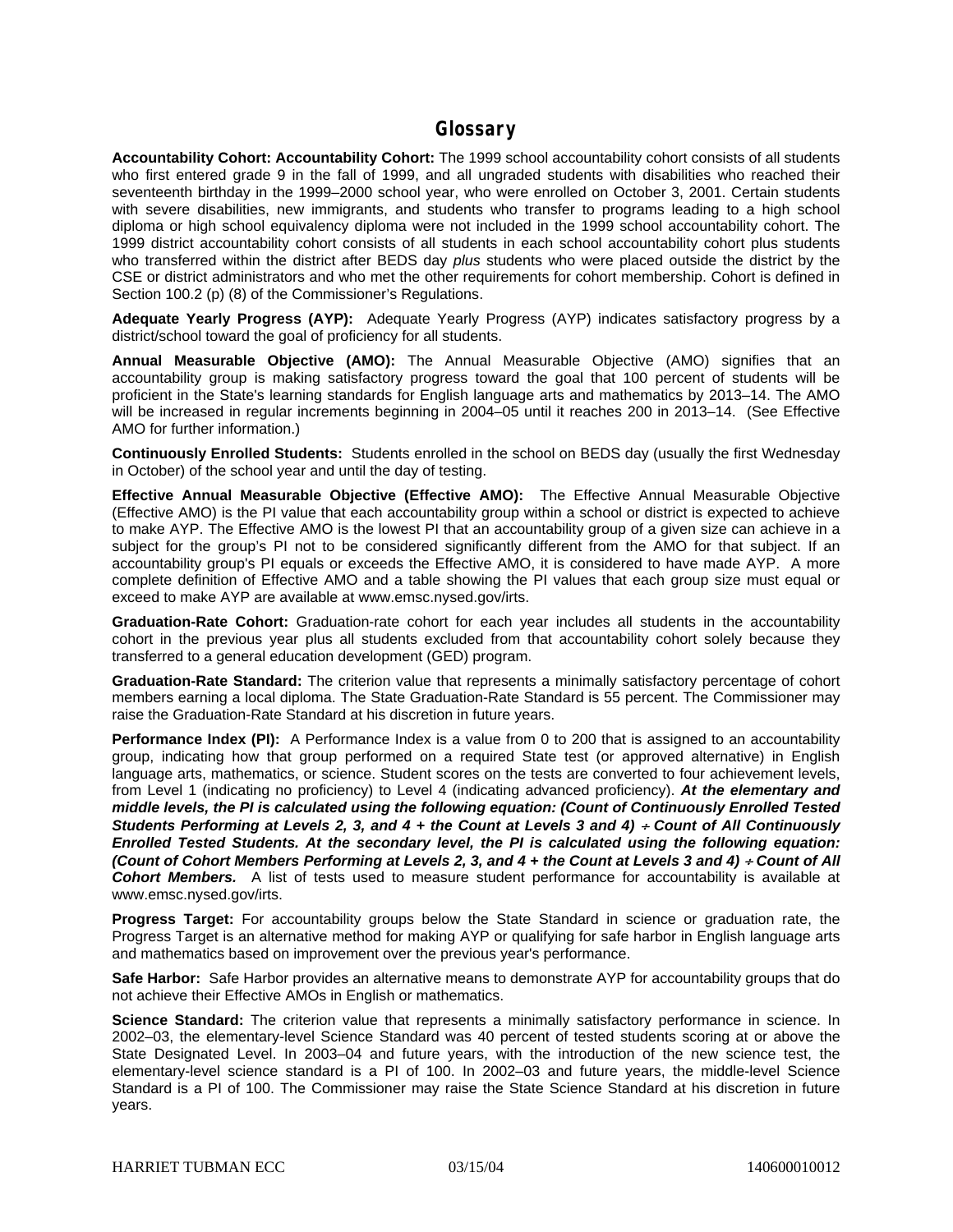# Glossary

**Accountability Cohort: Accountability Cohort:** The 1999 school accountability cohort consists of all students who first entered grade 9 in the fall of 1999, and all ungraded students with disabilities who reached their seventeenth birthday in the 1999–2000 school year, who were enrolled on October 3, 2001. Certain students with severe disabilities, new immigrants, and students who transfer to programs leading to a high school diploma or high school equivalency diploma were not included in the 1999 school accountability cohort. The 1999 district accountability cohort consists of all students in each school accountability cohort plus students who transferred within the district after BEDS day *plus* students who were placed outside the district by the CSE or district administrators and who met the other requirements for cohort membership. Cohort is defined in Section 100.2 (p) (8) of the Commissioner's Regulations.

**Adequate Yearly Progress (AYP):** Adequate Yearly Progress (AYP) indicates satisfactory progress by a district/school toward the goal of proficiency for all students.

**Annual Measurable Objective (AMO):** The Annual Measurable Objective (AMO) signifies that an accountability group is making satisfactory progress toward the goal that 100 percent of students will be proficient in the State's learning standards for English language arts and mathematics by 2013–14. The AMO will be increased in regular increments beginning in 2004–05 until it reaches 200 in 2013–14. (See Effective AMO for further information.)

**Continuously Enrolled Students:** Students enrolled in the school on BEDS day (usually the first Wednesday in October) of the school year and until the day of testing.

**Effective Annual Measurable Objective (Effective AMO):** The Effective Annual Measurable Objective (Effective AMO) is the PI value that each accountability group within a school or district is expected to achieve to make AYP. The Effective AMO is the lowest PI that an accountability group of a given size can achieve in a subject for the group's PI not to be considered significantly different from the AMO for that subject. If an accountability group's PI equals or exceeds the Effective AMO, it is considered to have made AYP. A more complete definition of Effective AMO and a table showing the PI values that each group size must equal or exceed to make AYP are available at www.emsc.nysed.gov/irts.

**Graduation-Rate Cohort:** Graduation-rate cohort for each year includes all students in the accountability cohort in the previous year plus all students excluded from that accountability cohort solely because they transferred to a general education development (GED) program.

**Graduation-Rate Standard:** The criterion value that represents a minimally satisfactory percentage of cohort members earning a local diploma. The State Graduation-Rate Standard is 55 percent. The Commissioner may raise the Graduation-Rate Standard at his discretion in future years.

**Performance Index (PI):** A Performance Index is a value from 0 to 200 that is assigned to an accountability group, indicating how that group performed on a required State test (or approved alternative) in English language arts, mathematics, or science. Student scores on the tests are converted to four achievement levels, from Level 1 (indicating no proficiency) to Level 4 (indicating advanced proficiency). ***At the elementary and middle levels, the PI is calculated using the following equation: (Count of Continuously Enrolled Tested Students Performing at Levels 2, 3, and 4 + the Count at Levels 3 and 4) ÷ Count of All Continuously Enrolled Tested Students. At the secondary level, the PI is calculated using the following equation: (Count of Cohort Members Performing at Levels 2, 3, and 4 + the Count at Levels 3 and 4) ÷ Count of All Cohort Members.*** A list of tests used to measure student performance for accountability is available at www.emsc.nysed.gov/irts.

**Progress Target:** For accountability groups below the State Standard in science or graduation rate, the Progress Target is an alternative method for making AYP or qualifying for safe harbor in English language arts and mathematics based on improvement over the previous year's performance.

**Safe Harbor:** Safe Harbor provides an alternative means to demonstrate AYP for accountability groups that do not achieve their Effective AMOs in English or mathematics.

**Science Standard:** The criterion value that represents a minimally satisfactory performance in science. In 2002–03, the elementary-level Science Standard was 40 percent of tested students scoring at or above the State Designated Level. In 2003–04 and future years, with the introduction of the new science test, the elementary-level science standard is a PI of 100. In 2002–03 and future years, the middle-level Science Standard is a PI of 100. The Commissioner may raise the State Science Standard at his discretion in future years.